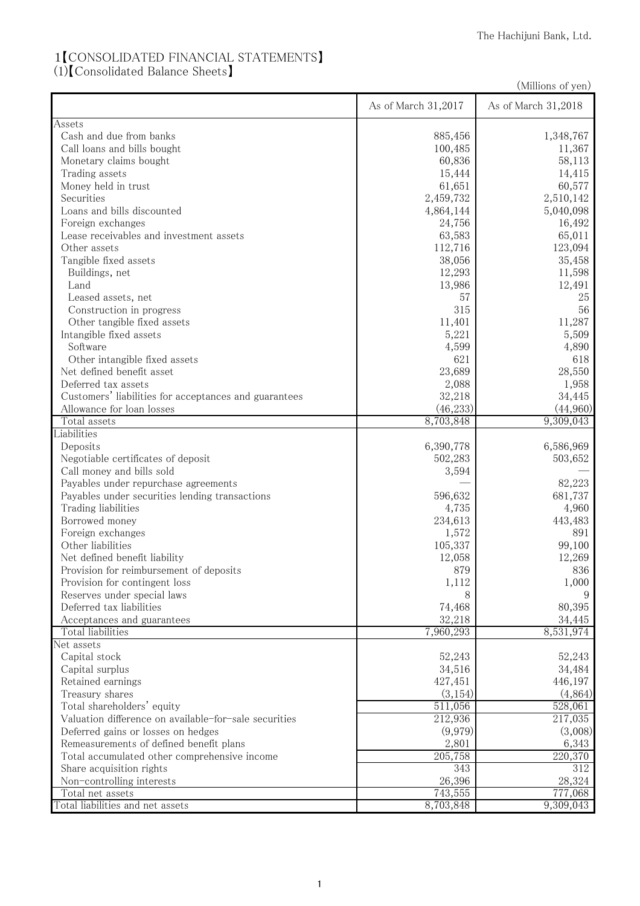The Hachijuni Bank, Ltd.

# 1【CONSOLIDATED FINANCIAL STATEMENTS】

## (1)【Consolidated Balance Sheets】

(Millions of yen)

| | As of March 31,2017 | As of March 31,2018 |
|---|---|---|
| Assets | | |
| Cash and due from banks | 885,456 | 1,348,767 |
| Call loans and bills bought | 100,485 | 11,367 |
| Monetary claims bought | 60,836 | 58,113 |
| Trading assets | 15,444 | 14,415 |
| Money held in trust | 61,651 | 60,577 |
| Securities | 2,459,732 | 2,510,142 |
| Loans and bills discounted | 4,864,144 | 5,040,098 |
| Foreign exchanges | 24,756 | 16,492 |
| Lease receivables and investment assets | 63,583 | 65,011 |
| Other assets | 112,716 | 123,094 |
| Tangible fixed assets | 38,056 | 35,458 |
| Buildings, net | 12,293 | 11,598 |
| Land | 13,986 | 12,491 |
| Leased assets, net | 57 | 25 |
| Construction in progress | 315 | 56 |
| Other tangible fixed assets | 11,401 | 11,287 |
| Intangible fixed assets | 5,221 | 5,509 |
| Software | 4,599 | 4,890 |
| Other intangible fixed assets | 621 | 618 |
| Net defined benefit asset | 23,689 | 28,550 |
| Deferred tax assets | 2,088 | 1,958 |
| Customers' liabilities for acceptances and guarantees | 32,218 | 34,445 |
| Allowance for loan losses | (46,233) | (44,960) |
| Total assets | 8,703,848 | 9,309,043 |
| Liabilities | | |
| Deposits | 6,390,778 | 6,586,969 |
| Negotiable certificates of deposit | 502,283 | 503,652 |
| Call money and bills sold | 3,594 | — |
| Payables under repurchase agreements | — | 82,223 |
| Payables under securities lending transactions | 596,632 | 681,737 |
| Trading liabilities | 4,735 | 4,960 |
| Borrowed money | 234,613 | 443,483 |
| Foreign exchanges | 1,572 | 891 |
| Other liabilities | 105,337 | 99,100 |
| Net defined benefit liability | 12,058 | 12,269 |
| Provision for reimbursement of deposits | 879 | 836 |
| Provision for contingent loss | 1,112 | 1,000 |
| Reserves under special laws | 8 | 9 |
| Deferred tax liabilities | 74,468 | 80,395 |
| Acceptances and guarantees | 32,218 | 34,445 |
| Total liabilities | 7,960,293 | 8,531,974 |
| Net assets | | |
| Capital stock | 52,243 | 52,243 |
| Capital surplus | 34,516 | 34,484 |
| Retained earnings | 427,451 | 446,197 |
| Treasury shares | (3,154) | (4,864) |
| Total shareholders' equity | 511,056 | 528,061 |
| Valuation difference on available-for-sale securities | 212,936 | 217,035 |
| Deferred gains or losses on hedges | (9,979) | (3,008) |
| Remeasurements of defined benefit plans | 2,801 | 6,343 |
| Total accumulated other comprehensive income | 205,758 | 220,370 |
| Share acquisition rights | 343 | 312 |
| Non-controlling interests | 26,396 | 28,324 |
| Total net assets | 743,555 | 777,068 |
| Total liabilities and net assets | 8,703,848 | 9,309,043 |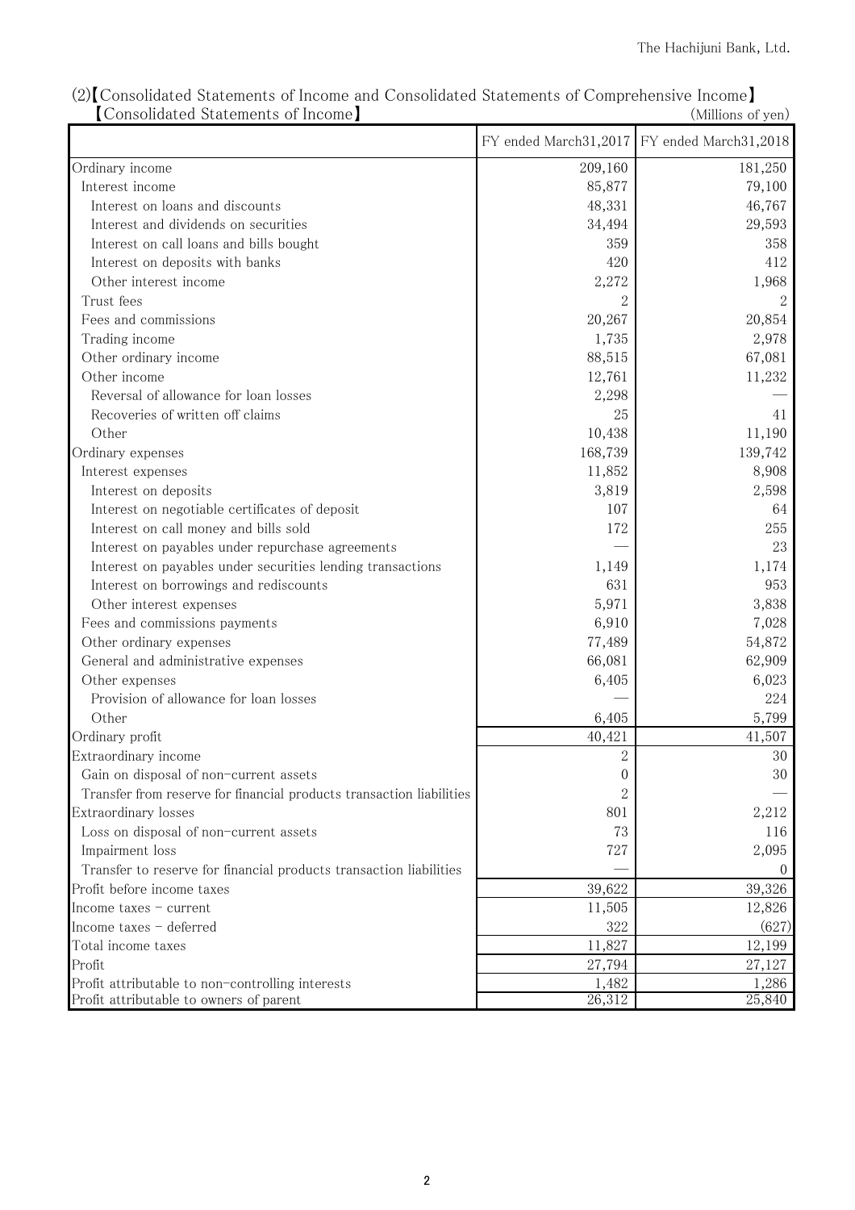(2)【Consolidated Statements of Income and Consolidated Statements of Comprehensive Income】

【Consolidated Statements of Income】

(Millions of yen)

| | FY ended March31,2017 | FY ended March31,2018 |
|---|---|---|
| Ordinary income | 209,160 | 181,250 |
| Interest income | 85,877 | 79,100 |
| Interest on loans and discounts | 48,331 | 46,767 |
| Interest and dividends on securities | 34,494 | 29,593 |
| Interest on call loans and bills bought | 359 | 358 |
| Interest on deposits with banks | 420 | 412 |
| Other interest income | 2,272 | 1,968 |
| Trust fees | 2 | 2 |
| Fees and commissions | 20,267 | 20,854 |
| Trading income | 1,735 | 2,978 |
| Other ordinary income | 88,515 | 67,081 |
| Other income | 12,761 | 11,232 |
| Reversal of allowance for loan losses | 2,298 | — |
| Recoveries of written off claims | 25 | 41 |
| Other | 10,438 | 11,190 |
| Ordinary expenses | 168,739 | 139,742 |
| Interest expenses | 11,852 | 8,908 |
| Interest on deposits | 3,819 | 2,598 |
| Interest on negotiable certificates of deposit | 107 | 64 |
| Interest on call money and bills sold | 172 | 255 |
| Interest on payables under repurchase agreements | — | 23 |
| Interest on payables under securities lending transactions | 1,149 | 1,174 |
| Interest on borrowings and rediscounts | 631 | 953 |
| Other interest expenses | 5,971 | 3,838 |
| Fees and commissions payments | 6,910 | 7,028 |
| Other ordinary expenses | 77,489 | 54,872 |
| General and administrative expenses | 66,081 | 62,909 |
| Other expenses | 6,405 | 6,023 |
| Provision of allowance for loan losses | — | 224 |
| Other | 6,405 | 5,799 |
| Ordinary profit | 40,421 | 41,507 |
| Extraordinary income | 2 | 30 |
| Gain on disposal of non-current assets | 0 | 30 |
| Transfer from reserve for financial products transaction liabilities | 2 | — |
| Extraordinary losses | 801 | 2,212 |
| Loss on disposal of non-current assets | 73 | 116 |
| Impairment loss | 727 | 2,095 |
| Transfer to reserve for financial products transaction liabilities | — | 0 |
| Profit before income taxes | 39,622 | 39,326 |
| Income taxes - current | 11,505 | 12,826 |
| Income taxes - deferred | 322 | (627) |
| Total income taxes | 11,827 | 12,199 |
| Profit | 27,794 | 27,127 |
| Profit attributable to non-controlling interests | 1,482 | 1,286 |
| Profit attributable to owners of parent | 26,312 | 25,840 |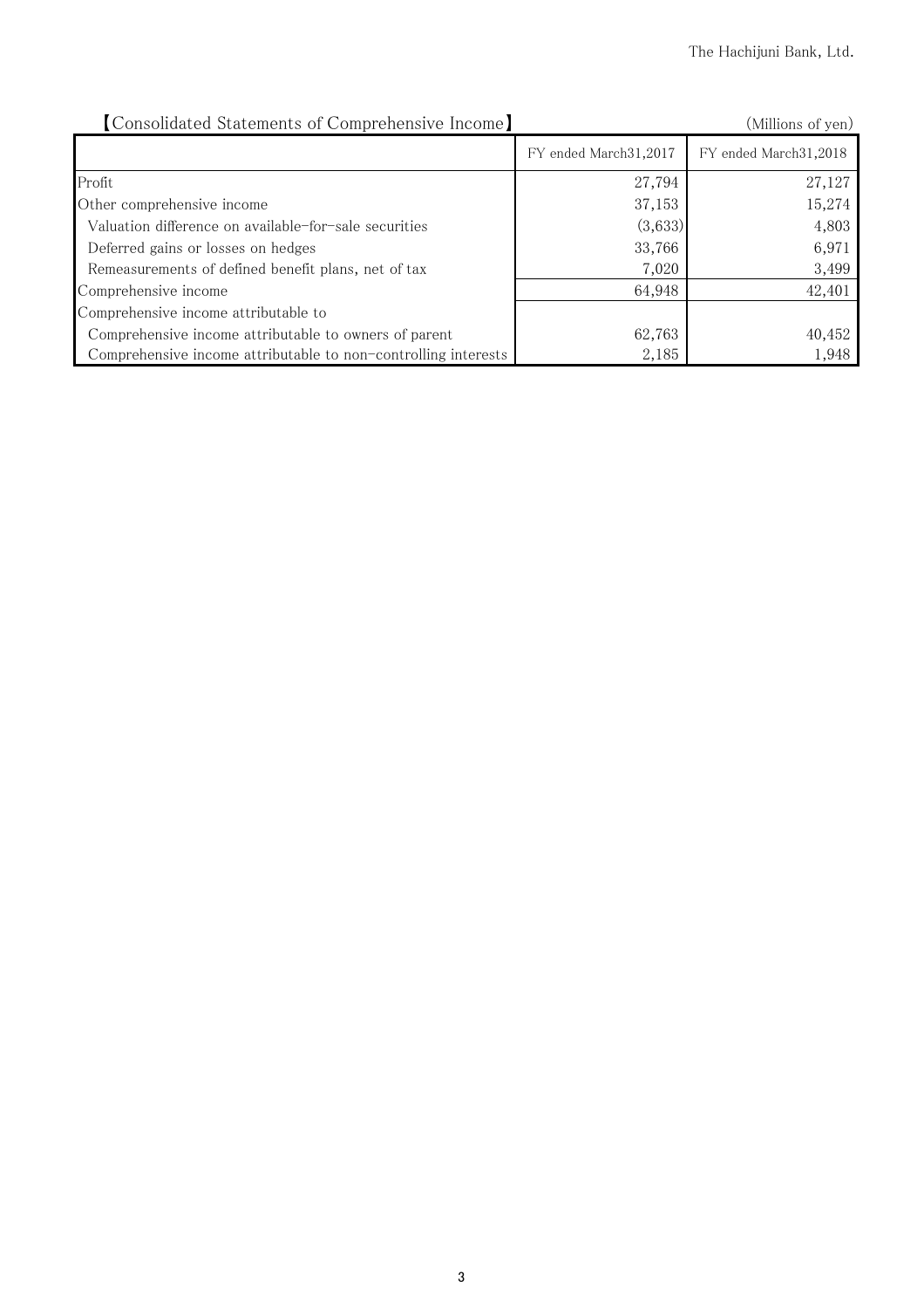## 【Consolidated Statements of Comprehensive Income】

(Millions of yen)

| | FY ended March31,2017 | FY ended March31,2018 |
|---|---|---|
| Profit | 27,794 | 27,127 |
| Other comprehensive income | 37,153 | 15,274 |
| Valuation difference on available-for-sale securities | (3,633) | 4,803 |
| Deferred gains or losses on hedges | 33,766 | 6,971 |
| Remeasurements of defined benefit plans, net of tax | 7,020 | 3,499 |
| Comprehensive income | 64,948 | 42,401 |
| Comprehensive income attributable to | | |
| Comprehensive income attributable to owners of parent | 62,763 | 40,452 |
| Comprehensive income attributable to non-controlling interests | 2,185 | 1,948 |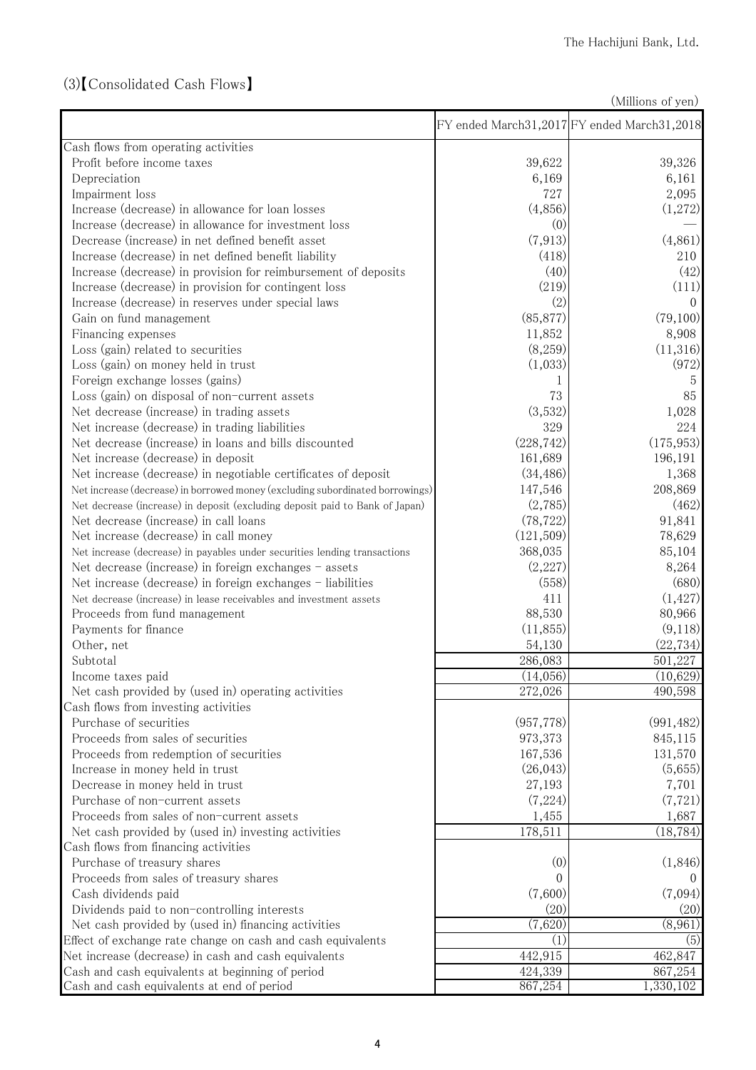## (3)【Consolidated Cash Flows】

(Millions of yen)

| | FY ended March31,2017 | FY ended March31,2018 |
|---|---|---|
| Cash flows from operating activities | | |
| Profit before income taxes | 39,622 | 39,326 |
| Depreciation | 6,169 | 6,161 |
| Impairment loss | 727 | 2,095 |
| Increase (decrease) in allowance for loan losses | (4,856) | (1,272) |
| Increase (decrease) in allowance for investment loss | (0) | — |
| Decrease (increase) in net defined benefit asset | (7,913) | (4,861) |
| Increase (decrease) in net defined benefit liability | (418) | 210 |
| Increase (decrease) in provision for reimbursement of deposits | (40) | (42) |
| Increase (decrease) in provision for contingent loss | (219) | (111) |
| Increase (decrease) in reserves under special laws | (2) | 0 |
| Gain on fund management | (85,877) | (79,100) |
| Financing expenses | 11,852 | 8,908 |
| Loss (gain) related to securities | (8,259) | (11,316) |
| Loss (gain) on money held in trust | (1,033) | (972) |
| Foreign exchange losses (gains) | 1 | 5 |
| Loss (gain) on disposal of non-current assets | 73 | 85 |
| Net decrease (increase) in trading assets | (3,532) | 1,028 |
| Net increase (decrease) in trading liabilities | 329 | 224 |
| Net decrease (increase) in loans and bills discounted | (228,742) | (175,953) |
| Net increase (decrease) in deposit | 161,689 | 196,191 |
| Net increase (decrease) in negotiable certificates of deposit | (34,486) | 1,368 |
| Net increase (decrease) in borrowed money (excluding subordinated borrowings) | 147,546 | 208,869 |
| Net decrease (increase) in deposit (excluding deposit paid to Bank of Japan) | (2,785) | (462) |
| Net decrease (increase) in call loans | (78,722) | 91,841 |
| Net increase (decrease) in call money | (121,509) | 78,629 |
| Net increase (decrease) in payables under securities lending transactions | 368,035 | 85,104 |
| Net decrease (increase) in foreign exchanges - assets | (2,227) | 8,264 |
| Net increase (decrease) in foreign exchanges - liabilities | (558) | (680) |
| Net decrease (increase) in lease receivables and investment assets | 411 | (1,427) |
| Proceeds from fund management | 88,530 | 80,966 |
| Payments for finance | (11,855) | (9,118) |
| Other, net | 54,130 | (22,734) |
| Subtotal | 286,083 | 501,227 |
| Income taxes paid | (14,056) | (10,629) |
| Net cash provided by (used in) operating activities | 272,026 | 490,598 |
| Cash flows from investing activities | | |
| Purchase of securities | (957,778) | (991,482) |
| Proceeds from sales of securities | 973,373 | 845,115 |
| Proceeds from redemption of securities | 167,536 | 131,570 |
| Increase in money held in trust | (26,043) | (5,655) |
| Decrease in money held in trust | 27,193 | 7,701 |
| Purchase of non-current assets | (7,224) | (7,721) |
| Proceeds from sales of non-current assets | 1,455 | 1,687 |
| Net cash provided by (used in) investing activities | 178,511 | (18,784) |
| Cash flows from financing activities | | |
| Purchase of treasury shares | (0) | (1,846) |
| Proceeds from sales of treasury shares | 0 | 0 |
| Cash dividends paid | (7,600) | (7,094) |
| Dividends paid to non-controlling interests | (20) | (20) |
| Net cash provided by (used in) financing activities | (7,620) | (8,961) |
| Effect of exchange rate change on cash and cash equivalents | (1) | (5) |
| Net increase (decrease) in cash and cash equivalents | 442,915 | 462,847 |
| Cash and cash equivalents at beginning of period | 424,339 | 867,254 |
| Cash and cash equivalents at end of period | 867,254 | 1,330,102 |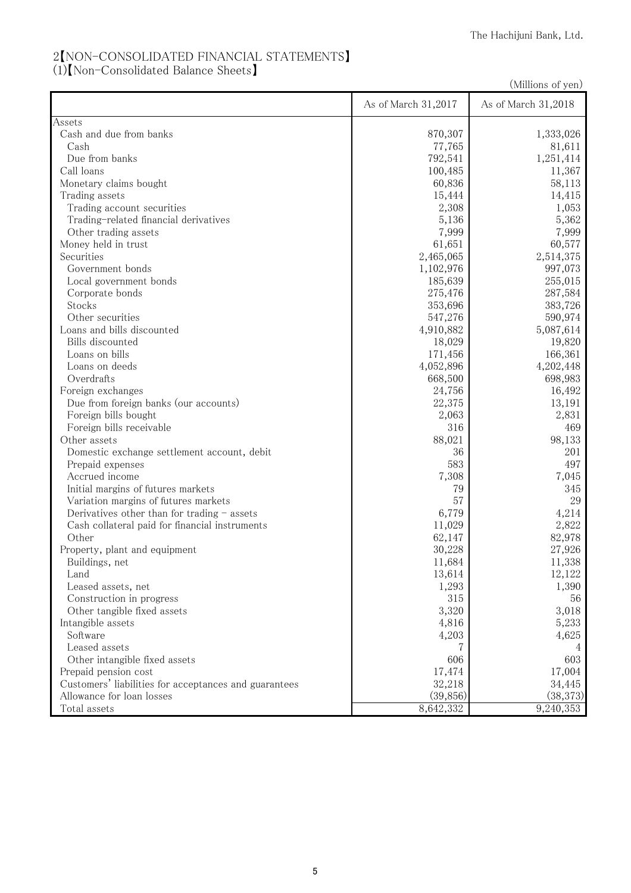## 2【NON-CONSOLIDATED FINANCIAL STATEMENTS】

### (1)【Non-Consolidated Balance Sheets】

(Millions of yen)

| | As of March 31,2017 | As of March 31,2018 |
|---|---|---|
| Assets | | |
| Cash and due from banks | 870,307 | 1,333,026 |
| Cash | 77,765 | 81,611 |
| Due from banks | 792,541 | 1,251,414 |
| Call loans | 100,485 | 11,367 |
| Monetary claims bought | 60,836 | 58,113 |
| Trading assets | 15,444 | 14,415 |
| Trading account securities | 2,308 | 1,053 |
| Trading-related financial derivatives | 5,136 | 5,362 |
| Other trading assets | 7,999 | 7,999 |
| Money held in trust | 61,651 | 60,577 |
| Securities | 2,465,065 | 2,514,375 |
| Government bonds | 1,102,976 | 997,073 |
| Local government bonds | 185,639 | 255,015 |
| Corporate bonds | 275,476 | 287,584 |
| Stocks | 353,696 | 383,726 |
| Other securities | 547,276 | 590,974 |
| Loans and bills discounted | 4,910,882 | 5,087,614 |
| Bills discounted | 18,029 | 19,820 |
| Loans on bills | 171,456 | 166,361 |
| Loans on deeds | 4,052,896 | 4,202,448 |
| Overdrafts | 668,500 | 698,983 |
| Foreign exchanges | 24,756 | 16,492 |
| Due from foreign banks (our accounts) | 22,375 | 13,191 |
| Foreign bills bought | 2,063 | 2,831 |
| Foreign bills receivable | 316 | 469 |
| Other assets | 88,021 | 98,133 |
| Domestic exchange settlement account, debit | 36 | 201 |
| Prepaid expenses | 583 | 497 |
| Accrued income | 7,308 | 7,045 |
| Initial margins of futures markets | 79 | 345 |
| Variation margins of futures markets | 57 | 29 |
| Derivatives other than for trading - assets | 6,779 | 4,214 |
| Cash collateral paid for financial instruments | 11,029 | 2,822 |
| Other | 62,147 | 82,978 |
| Property, plant and equipment | 30,228 | 27,926 |
| Buildings, net | 11,684 | 11,338 |
| Land | 13,614 | 12,122 |
| Leased assets, net | 1,293 | 1,390 |
| Construction in progress | 315 | 56 |
| Other tangible fixed assets | 3,320 | 3,018 |
| Intangible assets | 4,816 | 5,233 |
| Software | 4,203 | 4,625 |
| Leased assets | 7 | 4 |
| Other intangible fixed assets | 606 | 603 |
| Prepaid pension cost | 17,474 | 17,004 |
| Customers' liabilities for acceptances and guarantees | 32,218 | 34,445 |
| Allowance for loan losses | (39,856) | (38,373) |
| Total assets | 8,642,332 | 9,240,353 |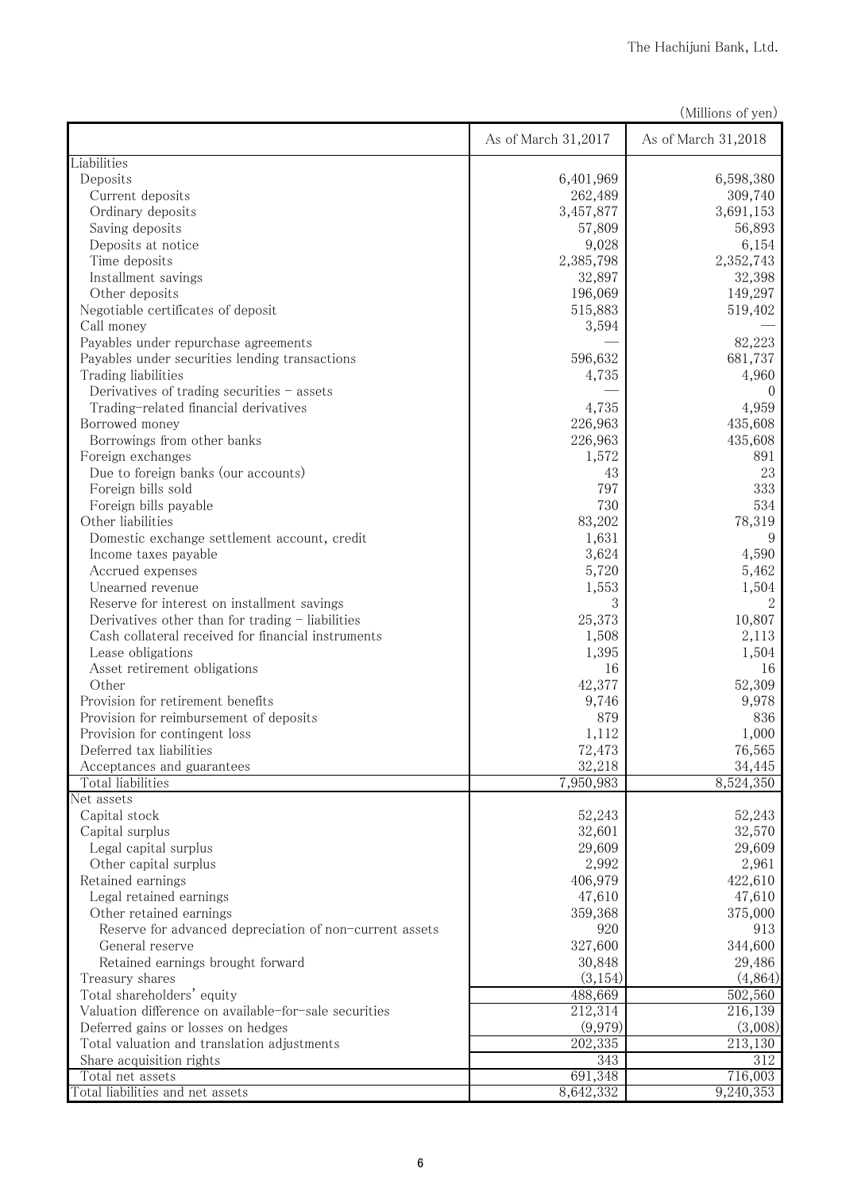(Millions of yen)

| | As of March 31,2017 | As of March 31,2018 |
|---|---|---|
| Liabilities | | |
| Deposits | 6,401,969 | 6,598,380 |
| Current deposits | 262,489 | 309,740 |
| Ordinary deposits | 3,457,877 | 3,691,153 |
| Saving deposits | 57,809 | 56,893 |
| Deposits at notice | 9,028 | 6,154 |
| Time deposits | 2,385,798 | 2,352,743 |
| Installment savings | 32,897 | 32,398 |
| Other deposits | 196,069 | 149,297 |
| Negotiable certificates of deposit | 515,883 | 519,402 |
| Call money | 3,594 | — |
| Payables under repurchase agreements | — | 82,223 |
| Payables under securities lending transactions | 596,632 | 681,737 |
| Trading liabilities | 4,735 | 4,960 |
| Derivatives of trading securities - assets | — | 0 |
| Trading-related financial derivatives | 4,735 | 4,959 |
| Borrowed money | 226,963 | 435,608 |
| Borrowings from other banks | 226,963 | 435,608 |
| Foreign exchanges | 1,572 | 891 |
| Due to foreign banks (our accounts) | 43 | 23 |
| Foreign bills sold | 797 | 333 |
| Foreign bills payable | 730 | 534 |
| Other liabilities | 83,202 | 78,319 |
| Domestic exchange settlement account, credit | 1,631 | 9 |
| Income taxes payable | 3,624 | 4,590 |
| Accrued expenses | 5,720 | 5,462 |
| Unearned revenue | 1,553 | 1,504 |
| Reserve for interest on installment savings | 3 | 2 |
| Derivatives other than for trading - liabilities | 25,373 | 10,807 |
| Cash collateral received for financial instruments | 1,508 | 2,113 |
| Lease obligations | 1,395 | 1,504 |
| Asset retirement obligations | 16 | 16 |
| Other | 42,377 | 52,309 |
| Provision for retirement benefits | 9,746 | 9,978 |
| Provision for reimbursement of deposits | 879 | 836 |
| Provision for contingent loss | 1,112 | 1,000 |
| Deferred tax liabilities | 72,473 | 76,565 |
| Acceptances and guarantees | 32,218 | 34,445 |
| Total liabilities | 7,950,983 | 8,524,350 |
| Net assets | | |
| Capital stock | 52,243 | 52,243 |
| Capital surplus | 32,601 | 32,570 |
| Legal capital surplus | 29,609 | 29,609 |
| Other capital surplus | 2,992 | 2,961 |
| Retained earnings | 406,979 | 422,610 |
| Legal retained earnings | 47,610 | 47,610 |
| Other retained earnings | 359,368 | 375,000 |
| Reserve for advanced depreciation of non-current assets | 920 | 913 |
| General reserve | 327,600 | 344,600 |
| Retained earnings brought forward | 30,848 | 29,486 |
| Treasury shares | (3,154) | (4,864) |
| Total shareholders' equity | 488,669 | 502,560 |
| Valuation difference on available-for-sale securities | 212,314 | 216,139 |
| Deferred gains or losses on hedges | (9,979) | (3,008) |
| Total valuation and translation adjustments | 202,335 | 213,130 |
| Share acquisition rights | 343 | 312 |
| Total net assets | 691,348 | 716,003 |
| Total liabilities and net assets | 8,642,332 | 9,240,353 |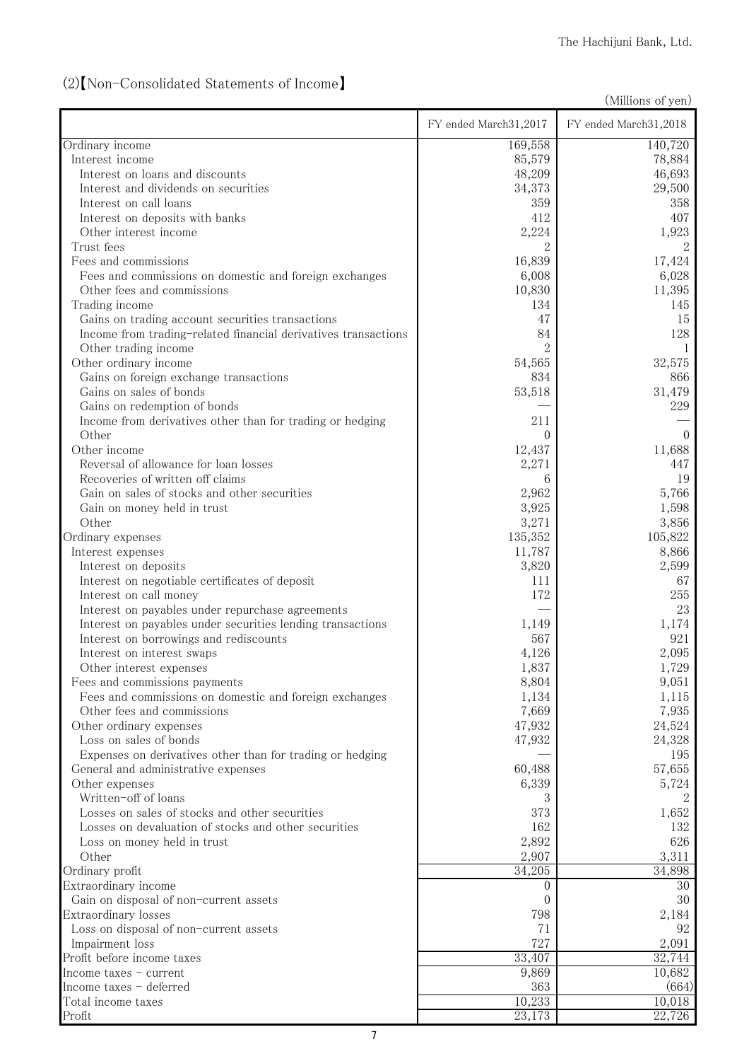## (2)【Non-Consolidated Statements of Income】

(Millions of yen)

| | FY ended March31,2017 | FY ended March31,2018 |
|---|---|---|
| Ordinary income | 169,558 | 140,720 |
| Interest income | 85,579 | 78,884 |
| Interest on loans and discounts | 48,209 | 46,693 |
| Interest and dividends on securities | 34,373 | 29,500 |
| Interest on call loans | 359 | 358 |
| Interest on deposits with banks | 412 | 407 |
| Other interest income | 2,224 | 1,923 |
| Trust fees | 2 | 2 |
| Fees and commissions | 16,839 | 17,424 |
| Fees and commissions on domestic and foreign exchanges | 6,008 | 6,028 |
| Other fees and commissions | 10,830 | 11,395 |
| Trading income | 134 | 145 |
| Gains on trading account securities transactions | 47 | 15 |
| Income from trading-related financial derivatives transactions | 84 | 128 |
| Other trading income | 2 | 1 |
| Other ordinary income | 54,565 | 32,575 |
| Gains on foreign exchange transactions | 834 | 866 |
| Gains on sales of bonds | 53,518 | 31,479 |
| Gains on redemption of bonds | — | 229 |
| Income from derivatives other than for trading or hedging | 211 | — |
| Other | 0 | 0 |
| Other income | 12,437 | 11,688 |
| Reversal of allowance for loan losses | 2,271 | 447 |
| Recoveries of written off claims | 6 | 19 |
| Gain on sales of stocks and other securities | 2,962 | 5,766 |
| Gain on money held in trust | 3,925 | 1,598 |
| Other | 3,271 | 3,856 |
| Ordinary expenses | 135,352 | 105,822 |
| Interest expenses | 11,787 | 8,866 |
| Interest on deposits | 3,820 | 2,599 |
| Interest on negotiable certificates of deposit | 111 | 67 |
| Interest on call money | 172 | 255 |
| Interest on payables under repurchase agreements | — | 23 |
| Interest on payables under securities lending transactions | 1,149 | 1,174 |
| Interest on borrowings and rediscounts | 567 | 921 |
| Interest on interest swaps | 4,126 | 2,095 |
| Other interest expenses | 1,837 | 1,729 |
| Fees and commissions payments | 8,804 | 9,051 |
| Fees and commissions on domestic and foreign exchanges | 1,134 | 1,115 |
| Other fees and commissions | 7,669 | 7,935 |
| Other ordinary expenses | 47,932 | 24,524 |
| Loss on sales of bonds | 47,932 | 24,328 |
| Expenses on derivatives other than for trading or hedging | — | 195 |
| General and administrative expenses | 60,488 | 57,655 |
| Other expenses | 6,339 | 5,724 |
| Written-off of loans | 3 | 2 |
| Losses on sales of stocks and other securities | 373 | 1,652 |
| Losses on devaluation of stocks and other securities | 162 | 132 |
| Loss on money held in trust | 2,892 | 626 |
| Other | 2,907 | 3,311 |
| Ordinary profit | 34,205 | 34,898 |
| Extraordinary income | 0 | 30 |
| Gain on disposal of non-current assets | 0 | 30 |
| Extraordinary losses | 798 | 2,184 |
| Loss on disposal of non-current assets | 71 | 92 |
| Impairment loss | 727 | 2,091 |
| Profit before income taxes | 33,407 | 32,744 |
| Income taxes - current | 9,869 | 10,682 |
| Income taxes - deferred | 363 | (664) |
| Total income taxes | 10,233 | 10,018 |
| Profit | 23,173 | 22,726 |